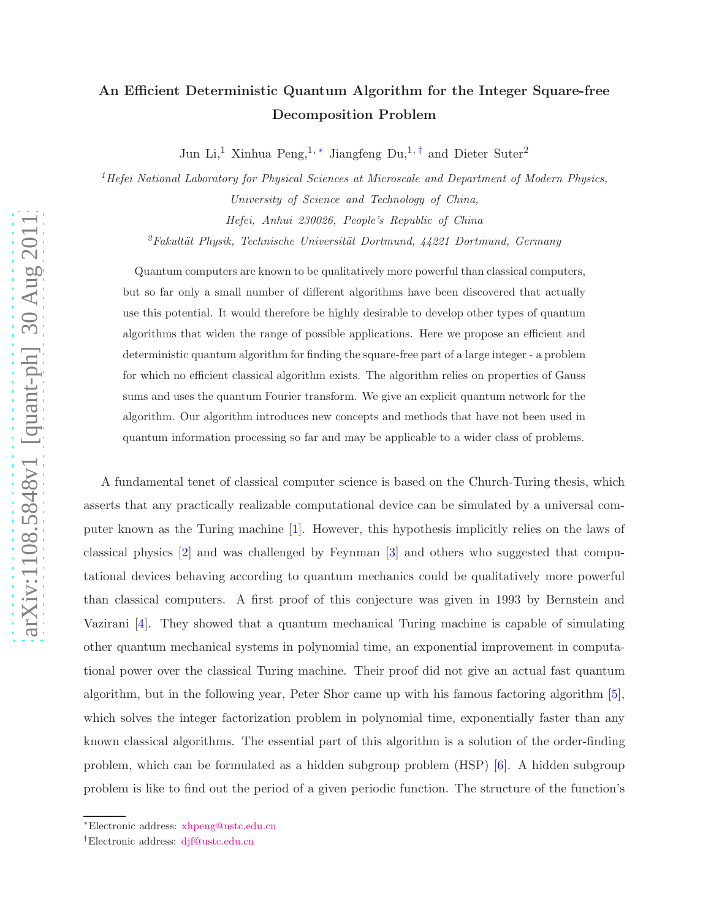# An Efficient Deterministic Quantum Algorithm for the Integer Square-free Decomposition Problem

Jun Li,[1] Xinhua Peng,[1,*] Jiangfeng Du,[1,†] and Dieter Suter[2]

[1] *Hefei National Laboratory for Physical Sciences at Microscale and Department of Modern Physics, University of Science and Technology of China, Hefei, Anhui 230026, People's Republic of China*

[2] *Fakultät Physik, Technische Universität Dortmund, 44221 Dortmund, Germany*

Quantum computers are known to be qualitatively more powerful than classical computers, but so far only a small number of different algorithms have been discovered that actually use this potential. It would therefore be highly desirable to develop other types of quantum algorithms that widen the range of possible applications. Here we propose an efficient and deterministic quantum algorithm for finding the square-free part of a large integer - a problem for which no efficient classical algorithm exists. The algorithm relies on properties of Gauss sums and uses the quantum Fourier transform. We give an explicit quantum network for the algorithm. Our algorithm introduces new concepts and methods that have not been used in quantum information processing so far and may be applicable to a wider class of problems.

A fundamental tenet of classical computer science is based on the Church-Turing thesis, which asserts that any practically realizable computational device can be simulated by a universal computer known as the Turing machine [1]. However, this hypothesis implicitly relies on the laws of classical physics [2] and was challenged by Feynman [3] and others who suggested that computational devices behaving according to quantum mechanics could be qualitatively more powerful than classical computers. A first proof of this conjecture was given in 1993 by Bernstein and Vazirani [4]. They showed that a quantum mechanical Turing machine is capable of simulating other quantum mechanical systems in polynomial time, an exponential improvement in computational power over the classical Turing machine. Their proof did not give an actual fast quantum algorithm, but in the following year, Peter Shor came up with his famous factoring algorithm [5], which solves the integer factorization problem in polynomial time, exponentially faster than any known classical algorithms. The essential part of this algorithm is a solution of the order-finding problem, which can be formulated as a hidden subgroup problem (HSP) [6]. A hidden subgroup problem is like to find out the period of a given periodic function. The structure of the function's

*Electronic address: xhpeng@ustc.edu.cn

†Electronic address: djf@ustc.edu.cn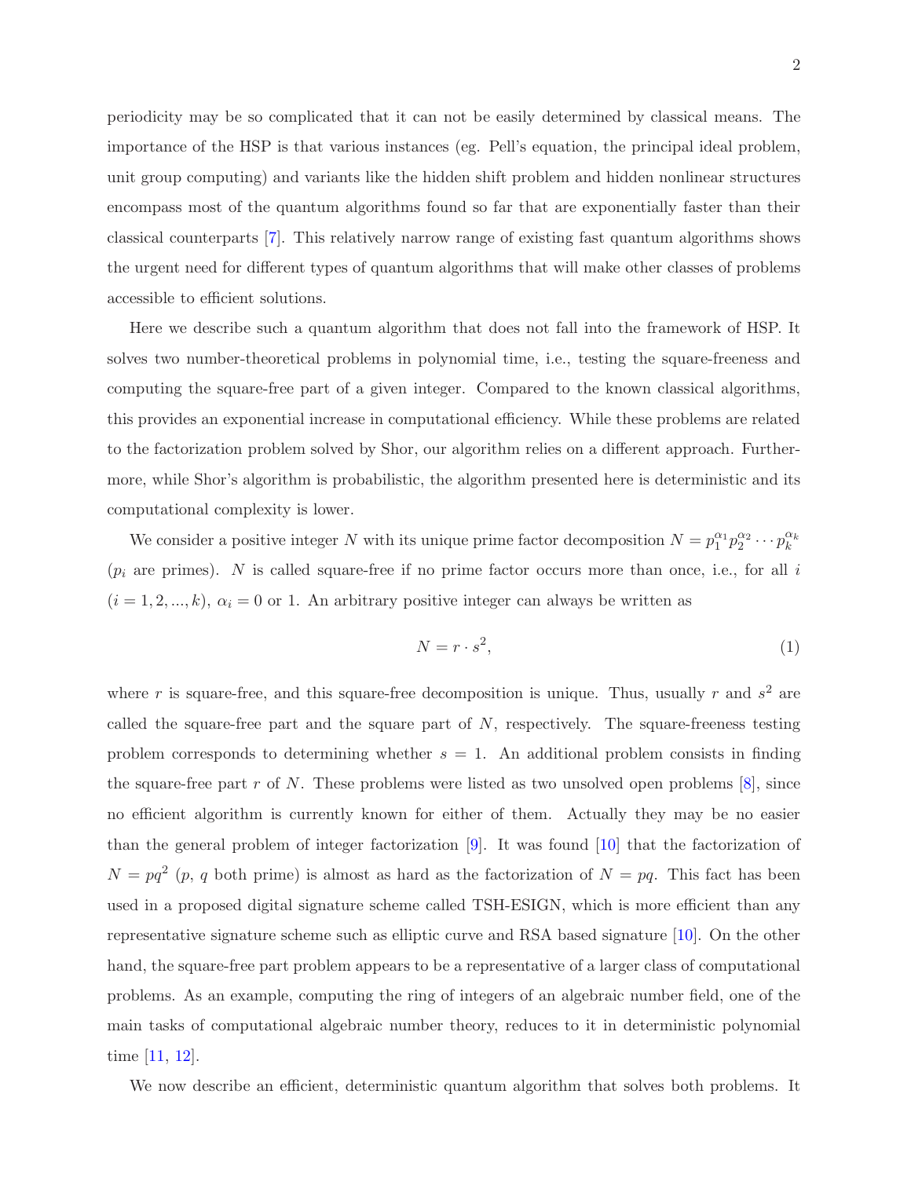periodicity may be so complicated that it can not be easily determined by classical means. The importance of the HSP is that various instances (eg. Pell's equation, the principal ideal problem, unit group computing) and variants like the hidden shift problem and hidden nonlinear structures encompass most of the quantum algorithms found so far that are exponentially faster than their classical counterparts [7]. This relatively narrow range of existing fast quantum algorithms shows the urgent need for different types of quantum algorithms that will make other classes of problems accessible to efficient solutions.

Here we describe such a quantum algorithm that does not fall into the framework of HSP. It solves two number-theoretical problems in polynomial time, i.e., testing the square-freeness and computing the square-free part of a given integer. Compared to the known classical algorithms, this provides an exponential increase in computational efficiency. While these problems are related to the factorization problem solved by Shor, our algorithm relies on a different approach. Furthermore, while Shor's algorithm is probabilistic, the algorithm presented here is deterministic and its computational complexity is lower.

We consider a positive integer $N$ with its unique prime factor decomposition $N = p_1^{\alpha_1} p_2^{\alpha_2} \cdots p_k^{\alpha_k}$ ($p_i$ are primes). $N$ is called square-free if no prime factor occurs more than once, i.e., for all $i$ ($i = 1, 2, ..., k$), $\alpha_i = 0$ or 1. An arbitrary positive integer can always be written as

$$N = r \cdot s^2, \tag{1}$$

where $r$ is square-free, and this square-free decomposition is unique. Thus, usually $r$ and $s^2$ are called the square-free part and the square part of $N$, respectively. The square-freeness testing problem corresponds to determining whether $s = 1$. An additional problem consists in finding the square-free part $r$ of $N$. These problems were listed as two unsolved open problems [8], since no efficient algorithm is currently known for either of them. Actually they may be no easier than the general problem of integer factorization [9]. It was found [10] that the factorization of $N = pq^2$ ($p$, $q$ both prime) is almost as hard as the factorization of $N = pq$. This fact has been used in a proposed digital signature scheme called TSH-ESIGN, which is more efficient than any representative signature scheme such as elliptic curve and RSA based signature [10]. On the other hand, the square-free part problem appears to be a representative of a larger class of computational problems. As an example, computing the ring of integers of an algebraic number field, one of the main tasks of computational algebraic number theory, reduces to it in deterministic polynomial time [11, 12].

We now describe an efficient, deterministic quantum algorithm that solves both problems. It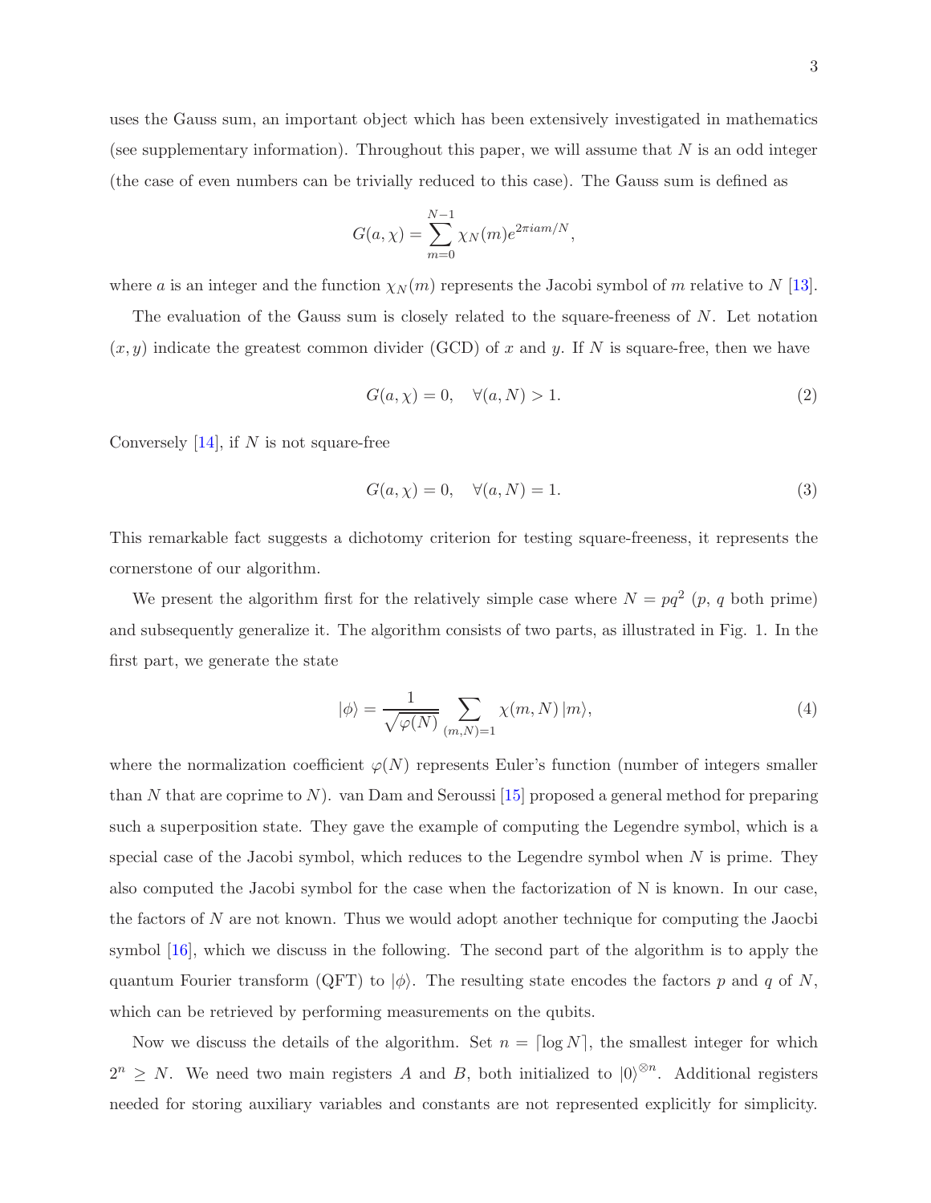uses the Gauss sum, an important object which has been extensively investigated in mathematics (see supplementary information). Throughout this paper, we will assume that $N$ is an odd integer (the case of even numbers can be trivially reduced to this case). The Gauss sum is defined as

$$G(a, \chi) = \sum_{m=0}^{N-1} \chi_N(m) e^{2\pi i a m/N},$$

where $a$ is an integer and the function $\chi_N(m)$ represents the Jacobi symbol of $m$ relative to $N$ [13].

The evaluation of the Gauss sum is closely related to the square-freeness of $N$. Let notation $(x, y)$ indicate the greatest common divider (GCD) of $x$ and $y$. If $N$ is square-free, then we have

$$G(a, \chi) = 0, \quad \forall (a, N) > 1. \tag{2}$$

Conversely [14], if $N$ is not square-free

$$G(a, \chi) = 0, \quad \forall (a, N) = 1. \tag{3}$$

This remarkable fact suggests a dichotomy criterion for testing square-freeness, it represents the cornerstone of our algorithm.

We present the algorithm first for the relatively simple case where $N = pq^2$ ($p$, $q$ both prime) and subsequently generalize it. The algorithm consists of two parts, as illustrated in Fig. 1. In the first part, we generate the state

$$|\phi\rangle = \frac{1}{\sqrt{\varphi(N)}} \sum_{(m,N)=1} \chi(m, N) \, |m\rangle, \tag{4}$$

where the normalization coefficient $\varphi(N)$ represents Euler's function (number of integers smaller than $N$ that are coprime to $N$). van Dam and Seroussi [15] proposed a general method for preparing such a superposition state. They gave the example of computing the Legendre symbol, which is a special case of the Jacobi symbol, which reduces to the Legendre symbol when $N$ is prime. They also computed the Jacobi symbol for the case when the factorization of N is known. In our case, the factors of $N$ are not known. Thus we would adopt another technique for computing the Jaocbi symbol [16], which we discuss in the following. The second part of the algorithm is to apply the quantum Fourier transform (QFT) to $|\phi\rangle$. The resulting state encodes the factors $p$ and $q$ of $N$, which can be retrieved by performing measurements on the qubits.

Now we discuss the details of the algorithm. Set $n = \lceil \log N \rceil$, the smallest integer for which $2^n \geq N$. We need two main registers $A$ and $B$, both initialized to $|0\rangle^{\otimes n}$. Additional registers needed for storing auxiliary variables and constants are not represented explicitly for simplicity.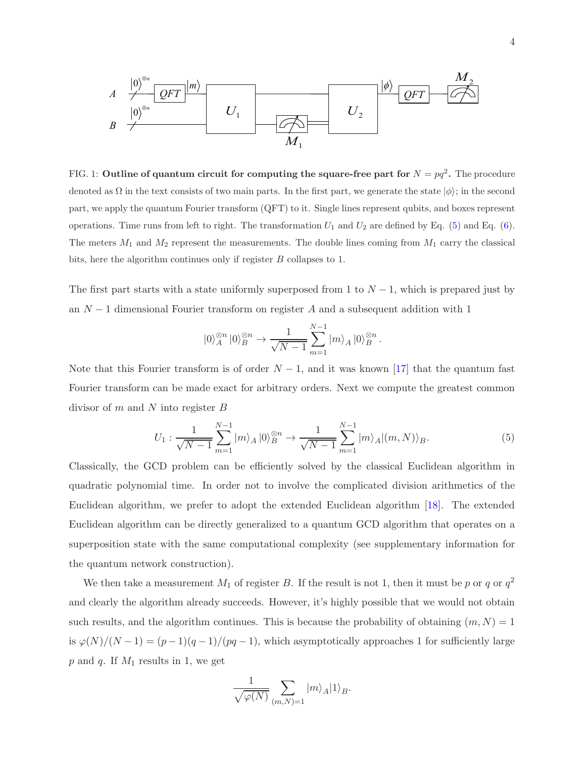FIG. 1: **Outline of quantum circuit for computing the square-free part for $N = pq^2$.** The procedure denoted as $\Omega$ in the text consists of two main parts. In the first part, we generate the state $|\phi\rangle$; in the second part, we apply the quantum Fourier transform (QFT) to it. Single lines represent qubits, and boxes represent operations. Time runs from left to right. The transformation $U_1$ and $U_2$ are defined by Eq. (5) and Eq. (6). The meters $M_1$ and $M_2$ represent the measurements. The double lines coming from $M_1$ carry the classical bits, here the algorithm continues only if register $B$ collapses to 1.

The first part starts with a state uniformly superposed from 1 to $N-1$, which is prepared just by an $N-1$ dimensional Fourier transform on register $A$ and a subsequent addition with 1

$$|0\rangle_A^{\otimes n} |0\rangle_B^{\otimes n} \to \frac{1}{\sqrt{N-1}} \sum_{m=1}^{N-1} |m\rangle_A |0\rangle_B^{\otimes n}.$$

Note that this Fourier transform is of order $N-1$, and it was known [17] that the quantum fast Fourier transform can be made exact for arbitrary orders. Next we compute the greatest common divisor of $m$ and $N$ into register $B$

$$U_1 : \frac{1}{\sqrt{N-1}} \sum_{m=1}^{N-1} |m\rangle_A |0\rangle_B^{\otimes n} \to \frac{1}{\sqrt{N-1}} \sum_{m=1}^{N-1} |m\rangle_A |(m, N)\rangle_B. \tag{5}$$

Classically, the GCD problem can be efficiently solved by the classical Euclidean algorithm in quadratic polynomial time. In order not to involve the complicated division arithmetics of the Euclidean algorithm, we prefer to adopt the extended Euclidean algorithm [18]. The extended Euclidean algorithm can be directly generalized to a quantum GCD algorithm that operates on a superposition state with the same computational complexity (see supplementary information for the quantum network construction).

We then take a measurement $M_1$ of register $B$. If the result is not 1, then it must be $p$ or $q$ or $q^2$ and clearly the algorithm already succeeds. However, it's highly possible that we would not obtain such results, and the algorithm continues. This is because the probability of obtaining $(m, N) = 1$ is $\varphi(N)/(N-1) = (p-1)(q-1)/(pq-1)$, which asymptotically approaches 1 for sufficiently large $p$ and $q$. If $M_1$ results in 1, we get

$$\frac{1}{\sqrt{\varphi(N)}} \sum_{(m,N)=1} |m\rangle_A |1\rangle_B.$$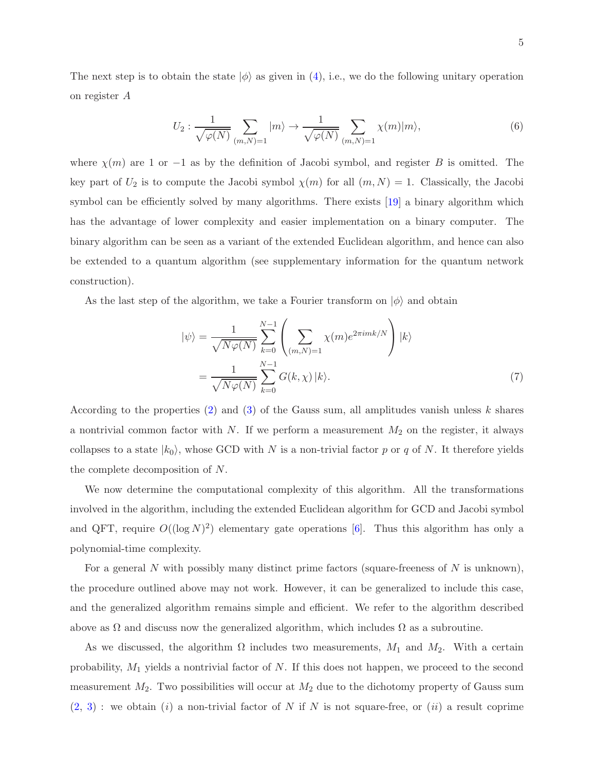The next step is to obtain the state $|\phi\rangle$ as given in (4), i.e., we do the following unitary operation on register $A$

$$U_2 : \frac{1}{\sqrt{\varphi(N)}} \sum_{(m,N)=1} |m\rangle \rightarrow \frac{1}{\sqrt{\varphi(N)}} \sum_{(m,N)=1} \chi(m)|m\rangle, \tag{6}$$

where $\chi(m)$ are 1 or $-1$ as by the definition of Jacobi symbol, and register $B$ is omitted. The key part of $U_2$ is to compute the Jacobi symbol $\chi(m)$ for all $(m, N) = 1$. Classically, the Jacobi symbol can be efficiently solved by many algorithms. There exists [19] a binary algorithm which has the advantage of lower complexity and easier implementation on a binary computer. The binary algorithm can be seen as a variant of the extended Euclidean algorithm, and hence can also be extended to a quantum algorithm (see supplementary information for the quantum network construction).

As the last step of the algorithm, we take a Fourier transform on $|\phi\rangle$ and obtain

$$\begin{aligned} |\psi\rangle &= \frac{1}{\sqrt{N\varphi(N)}} \sum_{k=0}^{N-1} \left( \sum_{(m,N)=1} \chi(m) e^{2\pi imk/N} \right) |k\rangle \\ &= \frac{1}{\sqrt{N\varphi(N)}} \sum_{k=0}^{N-1} G(k, \chi)\, |k\rangle. \end{aligned} \tag{7}$$

According to the properties (2) and (3) of the Gauss sum, all amplitudes vanish unless $k$ shares a nontrivial common factor with $N$. If we perform a measurement $M_2$ on the register, it always collapses to a state $|k_0\rangle$, whose GCD with $N$ is a non-trivial factor $p$ or $q$ of $N$. It therefore yields the complete decomposition of $N$.

We now determine the computational complexity of this algorithm. All the transformations involved in the algorithm, including the extended Euclidean algorithm for GCD and Jacobi symbol and QFT, require $O((\log N)^2)$ elementary gate operations [6]. Thus this algorithm has only a polynomial-time complexity.

For a general $N$ with possibly many distinct prime factors (square-freeness of $N$ is unknown), the procedure outlined above may not work. However, it can be generalized to include this case, and the generalized algorithm remains simple and efficient. We refer to the algorithm described above as $\Omega$ and discuss now the generalized algorithm, which includes $\Omega$ as a subroutine.

As we discussed, the algorithm $\Omega$ includes two measurements, $M_1$ and $M_2$. With a certain probability, $M_1$ yields a nontrivial factor of $N$. If this does not happen, we proceed to the second measurement $M_2$. Two possibilities will occur at $M_2$ due to the dichotomy property of Gauss sum (2, 3) : we obtain $(i)$ a non-trivial factor of $N$ if $N$ is not square-free, or $(ii)$ a result coprime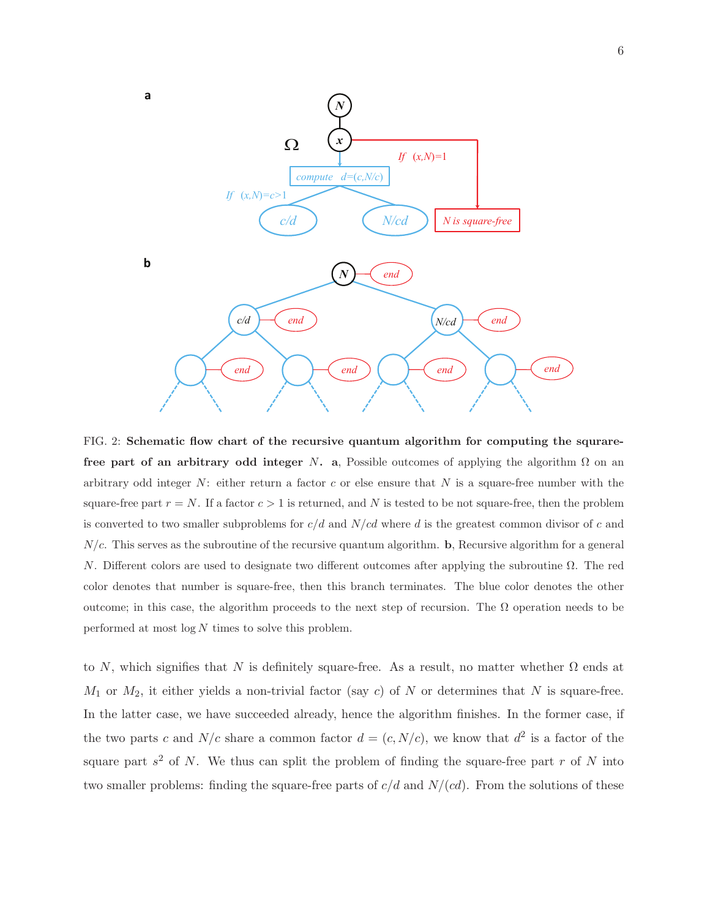FIG. 2: **Schematic flow chart of the recursive quantum algorithm for computing the square-free part of an arbitrary odd integer** $N$**.** **a**, Possible outcomes of applying the algorithm $\Omega$ on an arbitrary odd integer $N$: either return a factor $c$ or else ensure that $N$ is a square-free number with the square-free part $r = N$. If a factor $c > 1$ is returned, and $N$ is tested to be not square-free, then the problem is converted to two smaller subproblems for $c/d$ and $N/cd$ where $d$ is the greatest common divisor of $c$ and $N/c$. This serves as the subroutine of the recursive quantum algorithm. **b**, Recursive algorithm for a general $N$. Different colors are used to designate two different outcomes after applying the subroutine $\Omega$. The red color denotes that number is square-free, then this branch terminates. The blue color denotes the other outcome; in this case, the algorithm proceeds to the next step of recursion. The $\Omega$ operation needs to be performed at most $\log N$ times to solve this problem.

to $N$, which signifies that $N$ is definitely square-free. As a result, no matter whether $\Omega$ ends at $M_1$ or $M_2$, it either yields a non-trivial factor (say $c$) of $N$ or determines that $N$ is square-free. In the latter case, we have succeeded already, hence the algorithm finishes. In the former case, if the two parts $c$ and $N/c$ share a common factor $d = (c, N/c)$, we know that $d^2$ is a factor of the square part $s^2$ of $N$. We thus can split the problem of finding the square-free part $r$ of $N$ into two smaller problems: finding the square-free parts of $c/d$ and $N/(cd)$. From the solutions of these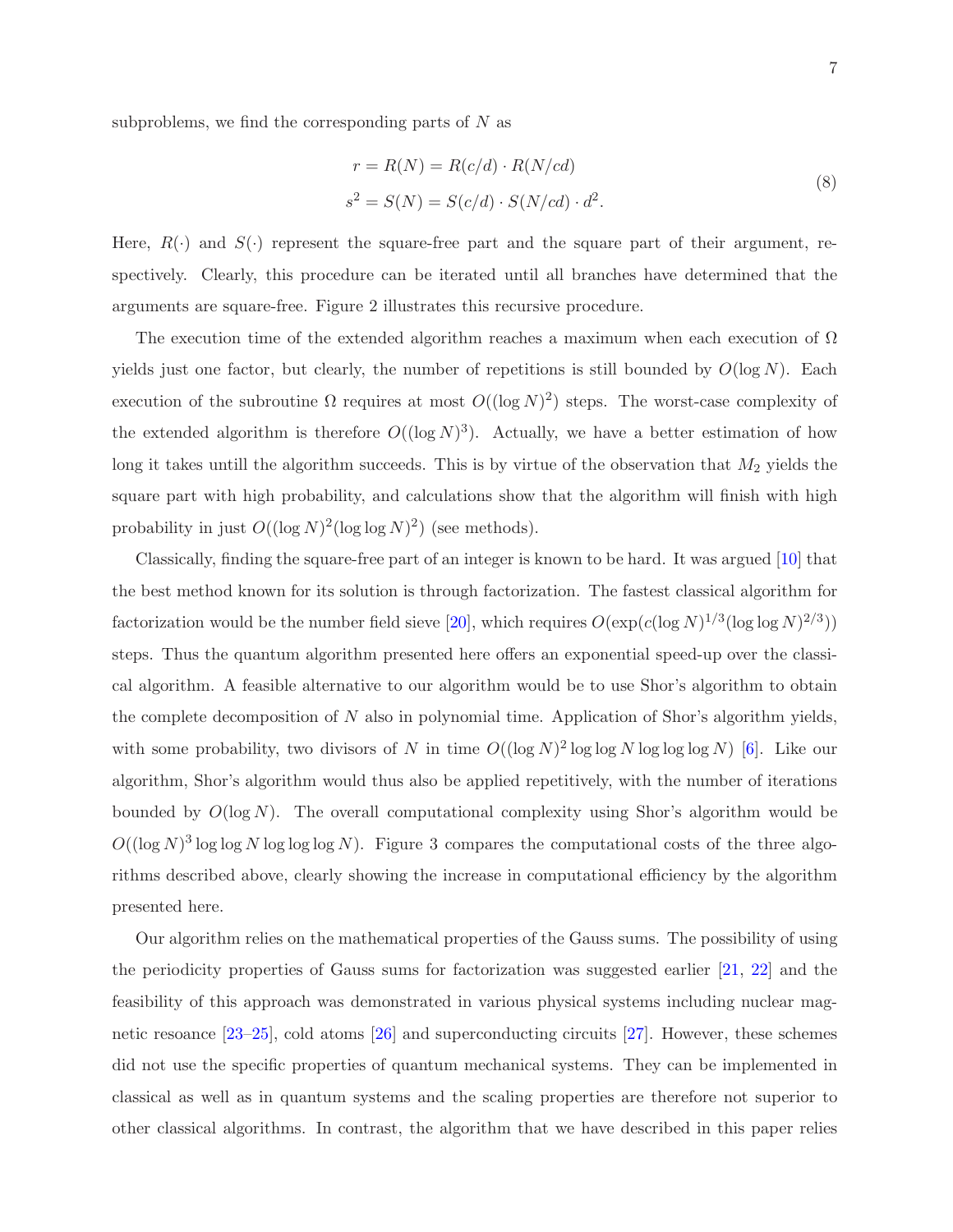subproblems, we find the corresponding parts of $N$ as

$$
\begin{aligned}
r &= R(N) = R(c/d) \cdot R(N/cd) \\
s^2 &= S(N) = S(c/d) \cdot S(N/cd) \cdot d^2.
\end{aligned}
\tag{8}
$$

Here, $R(\cdot)$ and $S(\cdot)$ represent the square-free part and the square part of their argument, respectively. Clearly, this procedure can be iterated until all branches have determined that the arguments are square-free. Figure 2 illustrates this recursive procedure.

The execution time of the extended algorithm reaches a maximum when each execution of $\Omega$ yields just one factor, but clearly, the number of repetitions is still bounded by $O(\log N)$. Each execution of the subroutine $\Omega$ requires at most $O((\log N)^2)$ steps. The worst-case complexity of the extended algorithm is therefore $O((\log N)^3)$. Actually, we have a better estimation of how long it takes untill the algorithm succeeds. This is by virtue of the observation that $M_2$ yields the square part with high probability, and calculations show that the algorithm will finish with high probability in just $O((\log N)^2(\log\log N)^2)$ (see methods).

Classically, finding the square-free part of an integer is known to be hard. It was argued [10] that the best method known for its solution is through factorization. The fastest classical algorithm for factorization would be the number field sieve [20], which requires $O(\exp(c(\log N)^{1/3}(\log\log N)^{2/3}))$ steps. Thus the quantum algorithm presented here offers an exponential speed-up over the classical algorithm. A feasible alternative to our algorithm would be to use Shor's algorithm to obtain the complete decomposition of $N$ also in polynomial time. Application of Shor's algorithm yields, with some probability, two divisors of $N$ in time $O((\log N)^2 \log\log N \log\log\log N)$ [6]. Like our algorithm, Shor's algorithm would thus also be applied repetitively, with the number of iterations bounded by $O(\log N)$. The overall computational complexity using Shor's algorithm would be $O((\log N)^3 \log\log N \log\log\log N)$. Figure 3 compares the computational costs of the three algorithms described above, clearly showing the increase in computational efficiency by the algorithm presented here.

Our algorithm relies on the mathematical properties of the Gauss sums. The possibility of using the periodicity properties of Gauss sums for factorization was suggested earlier [21, 22] and the feasibility of this approach was demonstrated in various physical systems including nuclear magnetic resoance [23–25], cold atoms [26] and superconducting circuits [27]. However, these schemes did not use the specific properties of quantum mechanical systems. They can be implemented in classical as well as in quantum systems and the scaling properties are therefore not superior to other classical algorithms. In contrast, the algorithm that we have described in this paper relies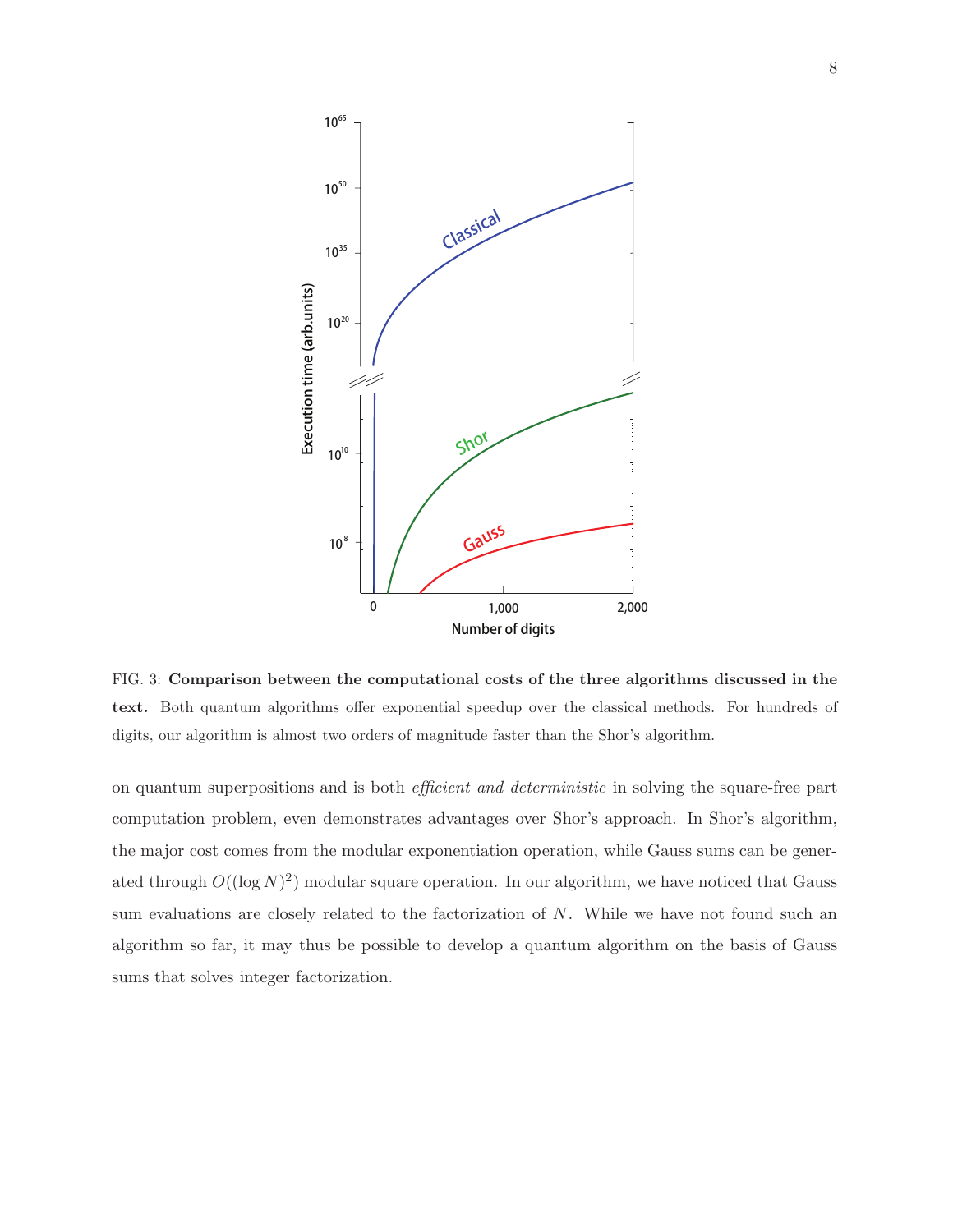FIG. 3: **Comparison between the computational costs of the three algorithms discussed in the text.** Both quantum algorithms offer exponential speedup over the classical methods. For hundreds of digits, our algorithm is almost two orders of magnitude faster than the Shor's algorithm.

on quantum superpositions and is both *efficient and deterministic* in solving the square-free part computation problem, even demonstrates advantages over Shor's approach. In Shor's algorithm, the major cost comes from the modular exponentiation operation, while Gauss sums can be generated through $O((\log N)^2)$ modular square operation. In our algorithm, we have noticed that Gauss sum evaluations are closely related to the factorization of $N$. While we have not found such an algorithm so far, it may thus be possible to develop a quantum algorithm on the basis of Gauss sums that solves integer factorization.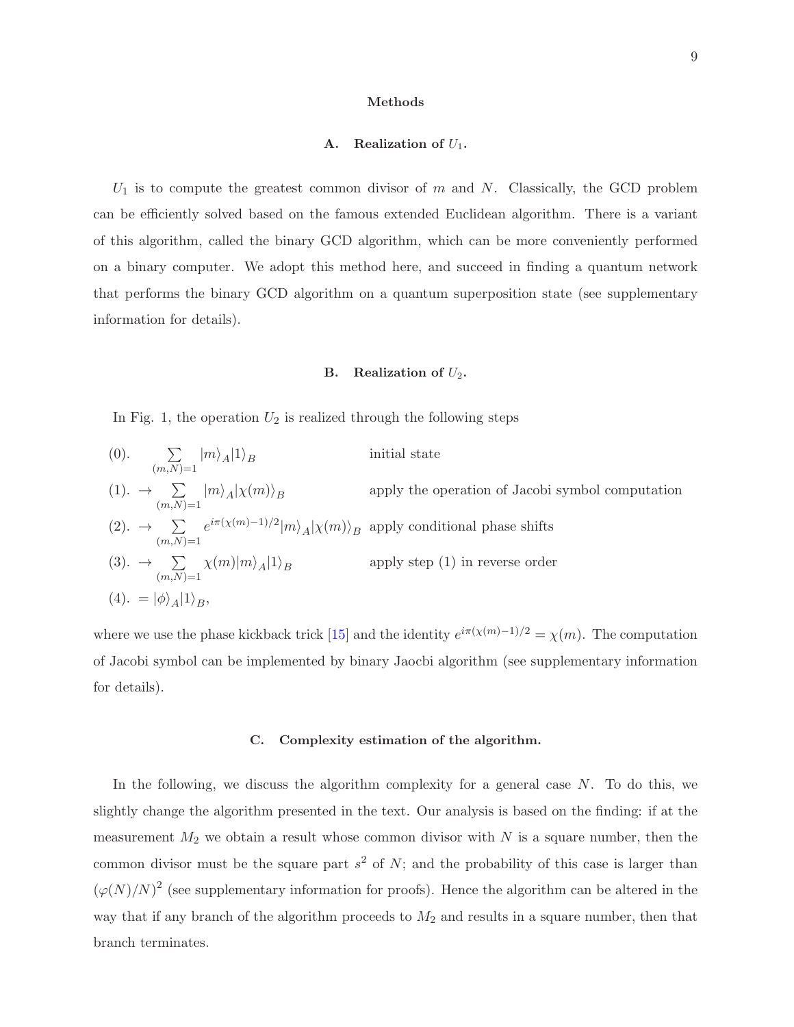## Methods

### A. Realization of $U_1$.

$U_1$ is to compute the greatest common divisor of $m$ and $N$. Classically, the GCD problem can be efficiently solved based on the famous extended Euclidean algorithm. There is a variant of this algorithm, called the binary GCD algorithm, which can be more conveniently performed on a binary computer. We adopt this method here, and succeed in finding a quantum network that performs the binary GCD algorithm on a quantum superposition state (see supplementary information for details).

### B. Realization of $U_2$.

In Fig. 1, the operation $U_2$ is realized through the following steps

$$
\begin{array}{lll}
(0). & \sum\limits_{(m,N)=1} |m\rangle_A |1\rangle_B & \text{initial state} \\
(1). & \to \sum\limits_{(m,N)=1} |m\rangle_A |\chi(m)\rangle_B & \text{apply the operation of Jacobi symbol computation} \\
(2). & \to \sum\limits_{(m,N)=1} e^{i\pi(\chi(m)-1)/2} |m\rangle_A |\chi(m)\rangle_B & \text{apply conditional phase shifts} \\
(3). & \to \sum\limits_{(m,N)=1} \chi(m) |m\rangle_A |1\rangle_B & \text{apply step (1) in reverse order} \\
(4). & = |\phi\rangle_A |1\rangle_B, &
\end{array}
$$

where we use the phase kickback trick [15] and the identity $e^{i\pi(\chi(m)-1)/2} = \chi(m)$. The computation of Jacobi symbol can be implemented by binary Jaocbi algorithm (see supplementary information for details).

### C. Complexity estimation of the algorithm.

In the following, we discuss the algorithm complexity for a general case $N$. To do this, we slightly change the algorithm presented in the text. Our analysis is based on the finding: if at the measurement $M_2$ we obtain a result whose common divisor with $N$ is a square number, then the common divisor must be the square part $s^2$ of $N$; and the probability of this case is larger than $(\varphi(N)/N)^2$ (see supplementary information for proofs). Hence the algorithm can be altered in the way that if any branch of the algorithm proceeds to $M_2$ and results in a square number, then that branch terminates.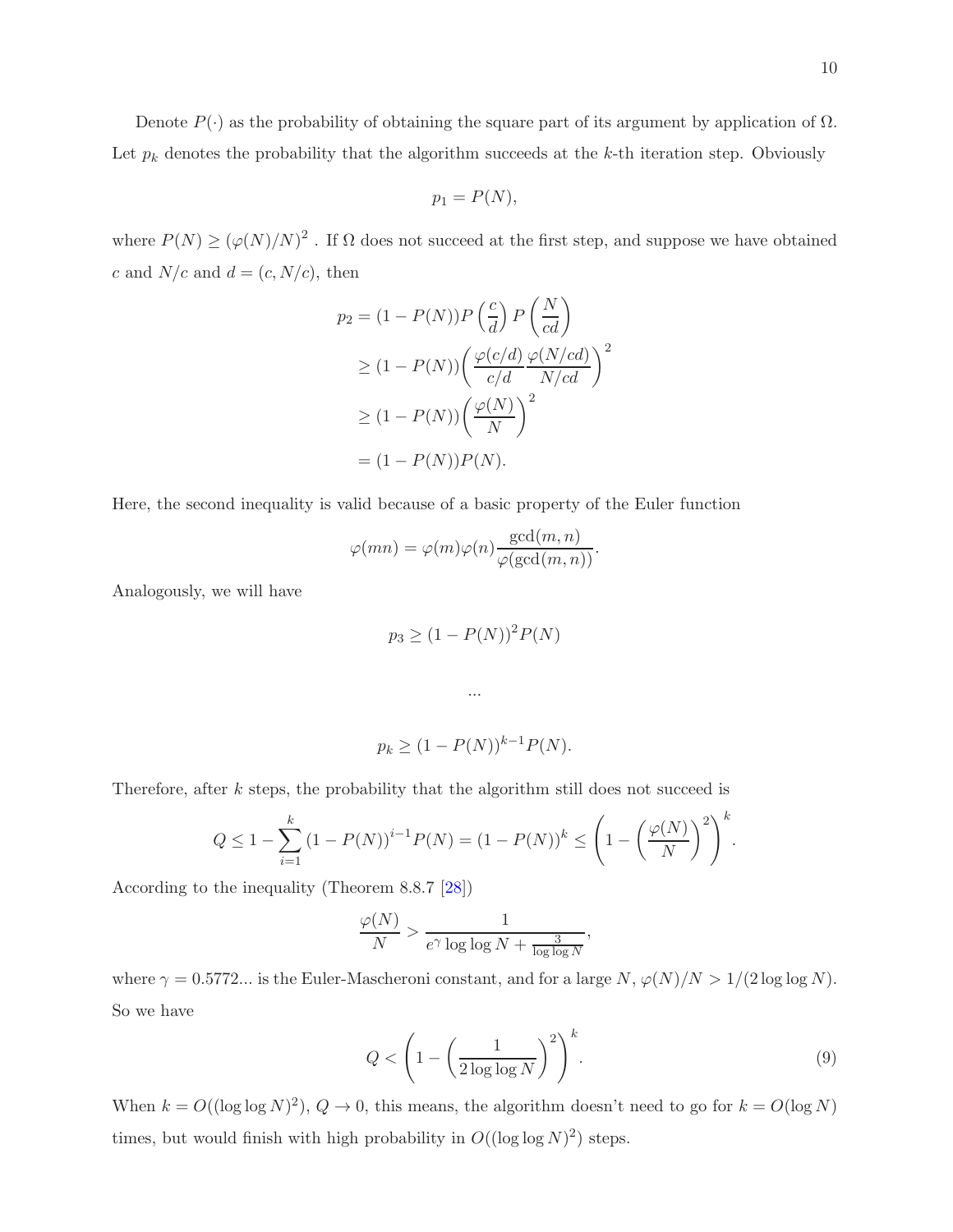Denote $P(\cdot)$ as the probability of obtaining the square part of its argument by application of $\Omega$. Let $p_k$ denotes the probability that the algorithm succeeds at the $k$-th iteration step. Obviously

$$p_1 = P(N),$$

where $P(N) \geq (\varphi(N)/N)^2$ . If $\Omega$ does not succeed at the first step, and suppose we have obtained $c$ and $N/c$ and $d = (c, N/c)$, then

$$\begin{aligned}
p_2 &= (1 - P(N))P\left(\frac{c}{d}\right)P\left(\frac{N}{cd}\right) \\
&\geq (1 - P(N))\left(\frac{\varphi(c/d)}{c/d}\frac{\varphi(N/cd)}{N/cd}\right)^2 \\
&\geq (1 - P(N))\left(\frac{\varphi(N)}{N}\right)^2 \\
&= (1 - P(N))P(N).
\end{aligned}$$

Here, the second inequality is valid because of a basic property of the Euler function

$$\varphi(mn) = \varphi(m)\varphi(n)\frac{\gcd(m,n)}{\varphi(\gcd(m,n))}.$$

Analogously, we will have

$$p_3 \geq (1 - P(N))^2 P(N)$$

$$\cdots$$

$$p_k \geq (1 - P(N))^{k-1} P(N).$$

Therefore, after $k$ steps, the probability that the algorithm still does not succeed is

$$Q \leq 1 - \sum_{i=1}^{k} (1 - P(N))^{i-1} P(N) = (1 - P(N))^k \leq \left(1 - \left(\frac{\varphi(N)}{N}\right)^2\right)^k.$$

According to the inequality (Theorem 8.8.7 [28])

$$\frac{\varphi(N)}{N} > \frac{1}{e^{\gamma} \log\log N + \frac{3}{\log\log N}},$$

where $\gamma = 0.5772...$ is the Euler-Mascheroni constant, and for a large $N$, $\varphi(N)/N > 1/(2\log\log N)$. So we have

$$Q < \left(1 - \left(\frac{1}{2\log\log N}\right)^2\right)^k. \tag{9}$$

When $k = O((\log\log N)^2)$, $Q \to 0$, this means, the algorithm doesn't need to go for $k = O(\log N)$ times, but would finish with high probability in $O((\log\log N)^2)$ steps.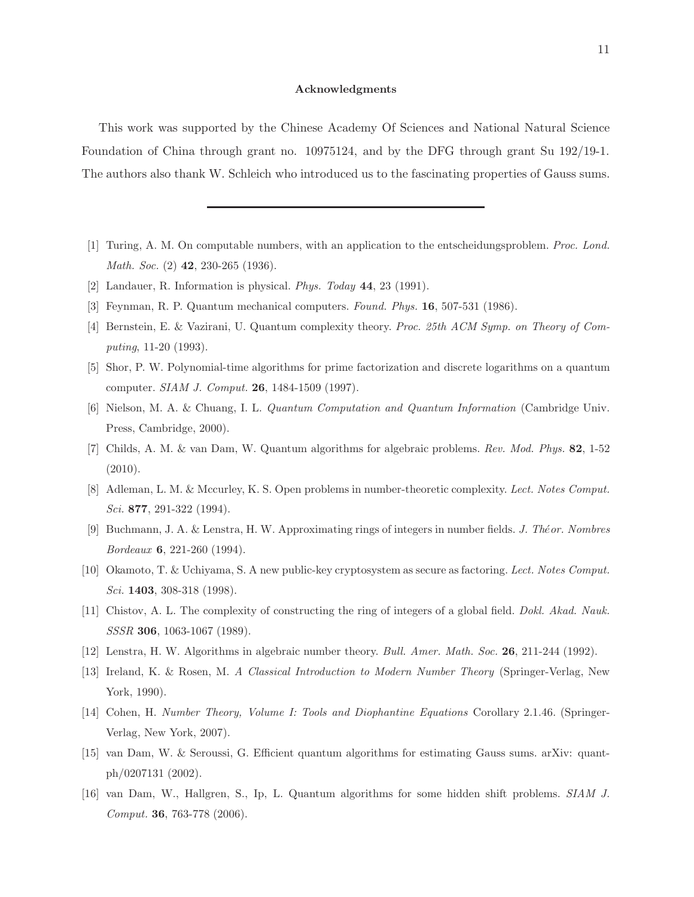### Acknowledgments

This work was supported by the Chinese Academy Of Sciences and National Natural Science Foundation of China through grant no. 10975124, and by the DFG through grant Su 192/19-1. The authors also thank W. Schleich who introduced us to the fascinating properties of Gauss sums.

---

[1] Turing, A. M. On computable numbers, with an application to the entscheidungsproblem. *Proc. Lond. Math. Soc.* (2) **42**, 230-265 (1936).

[2] Landauer, R. Information is physical. *Phys. Today* **44**, 23 (1991).

[3] Feynman, R. P. Quantum mechanical computers. *Found. Phys.* **16**, 507-531 (1986).

[4] Bernstein, E. & Vazirani, U. Quantum complexity theory. *Proc. 25th ACM Symp. on Theory of Computing*, 11-20 (1993).

[5] Shor, P. W. Polynomial-time algorithms for prime factorization and discrete logarithms on a quantum computer. *SIAM J. Comput.* **26**, 1484-1509 (1997).

[6] Nielson, M. A. & Chuang, I. L. *Quantum Computation and Quantum Information* (Cambridge Univ. Press, Cambridge, 2000).

[7] Childs, A. M. & van Dam, W. Quantum algorithms for algebraic problems. *Rev. Mod. Phys.* **82**, 1-52 (2010).

[8] Adleman, L. M. & Mccurley, K. S. Open problems in number-theoretic complexity. *Lect. Notes Comput. Sci.* **877**, 291-322 (1994).

[9] Buchmann, J. A. & Lenstra, H. W. Approximating rings of integers in number fields. *J. Théor. Nombres Bordeaux* **6**, 221-260 (1994).

[10] Okamoto, T. & Uchiyama, S. A new public-key cryptosystem as secure as factoring. *Lect. Notes Comput. Sci.* **1403**, 308-318 (1998).

[11] Chistov, A. L. The complexity of constructing the ring of integers of a global field. *Dokl. Akad. Nauk. SSSR* **306**, 1063-1067 (1989).

[12] Lenstra, H. W. Algorithms in algebraic number theory. *Bull. Amer. Math. Soc.* **26**, 211-244 (1992).

[13] Ireland, K. & Rosen, M. *A Classical Introduction to Modern Number Theory* (Springer-Verlag, New York, 1990).

[14] Cohen, H. *Number Theory, Volume I: Tools and Diophantine Equations* Corollary 2.1.46. (Springer-Verlag, New York, 2007).

[15] van Dam, W. & Seroussi, G. Efficient quantum algorithms for estimating Gauss sums. arXiv: quant-ph/0207131 (2002).

[16] van Dam, W., Hallgren, S., Ip, L. Quantum algorithms for some hidden shift problems. *SIAM J. Comput.* **36**, 763-778 (2006).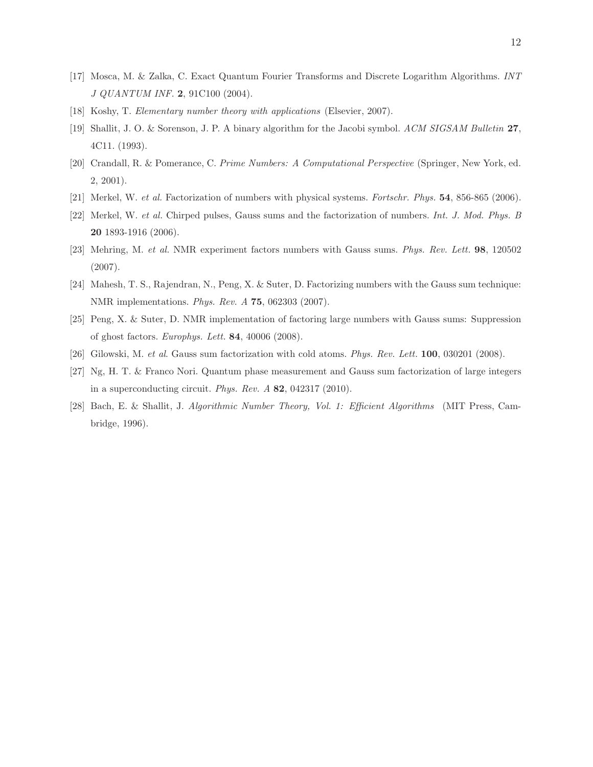[17] Mosca, M. & Zalka, C. Exact Quantum Fourier Transforms and Discrete Logarithm Algorithms. *INT J QUANTUM INF.* **2**, 91C100 (2004).

[18] Koshy, T. *Elementary number theory with applications* (Elsevier, 2007).

[19] Shallit, J. O. & Sorenson, J. P. A binary algorithm for the Jacobi symbol. *ACM SIGSAM Bulletin* **27**, 4C11. (1993).

[20] Crandall, R. & Pomerance, C. *Prime Numbers: A Computational Perspective* (Springer, New York, ed. 2, 2001).

[21] Merkel, W. *et al*. Factorization of numbers with physical systems. *Fortschr. Phys.* **54**, 856-865 (2006).

[22] Merkel, W. *et al.* Chirped pulses, Gauss sums and the factorization of numbers. *Int. J. Mod. Phys. B* **20** 1893-1916 (2006).

[23] Mehring, M. *et al.* NMR experiment factors numbers with Gauss sums. *Phys. Rev. Lett.* **98**, 120502 (2007).

[24] Mahesh, T. S., Rajendran, N., Peng, X. & Suter, D. Factorizing numbers with the Gauss sum technique: NMR implementations. *Phys. Rev. A* **75**, 062303 (2007).

[25] Peng, X. & Suter, D. NMR implementation of factoring large numbers with Gauss sums: Suppression of ghost factors. *Europhys. Lett.* **84**, 40006 (2008).

[26] Gilowski, M. *et al*. Gauss sum factorization with cold atoms. *Phys. Rev. Lett.* **100**, 030201 (2008).

[27] Ng, H. T. & Franco Nori. Quantum phase measurement and Gauss sum factorization of large integers in a superconducting circuit. *Phys. Rev. A* **82**, 042317 (2010).

[28] Bach, E. & Shallit, J. *Algorithmic Number Theory, Vol. 1: Efficient Algorithms* (MIT Press, Cambridge, 1996).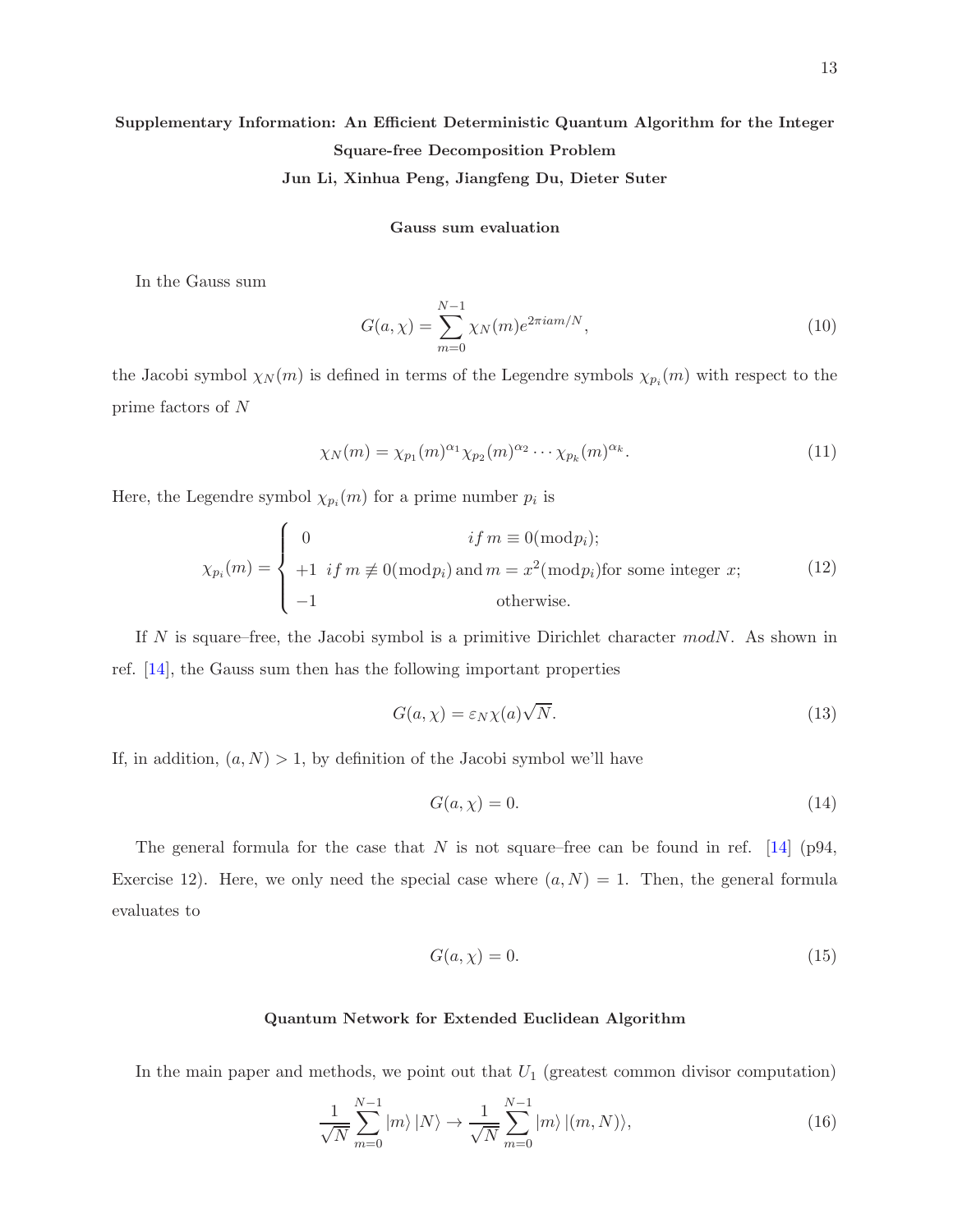**Supplementary Information: An Efficient Deterministic Quantum Algorithm for the Integer Square-free Decomposition Problem**

**Jun Li, Xinhua Peng, Jiangfeng Du, Dieter Suter**

**Gauss sum evaluation**

In the Gauss sum

$$G(a,\chi) = \sum_{m=0}^{N-1} \chi_N(m) e^{2\pi i a m/N}, \tag{10}$$

the Jacobi symbol $\chi_N(m)$ is defined in terms of the Legendre symbols $\chi_{p_i}(m)$ with respect to the prime factors of $N$

$$\chi_N(m) = \chi_{p_1}(m)^{\alpha_1} \chi_{p_2}(m)^{\alpha_2} \cdots \chi_{p_k}(m)^{\alpha_k}. \tag{11}$$

Here, the Legendre symbol $\chi_{p_i}(m)$ for a prime number $p_i$ is

$$\chi_{p_i}(m) = \begin{cases} 0 & if\; m \equiv 0(\text{mod} p_i); \\ +1 & if\; m \not\equiv 0(\text{mod} p_i) \;\text{and}\; m = x^2(\text{mod} p_i) \text{for some integer } x; \\ -1 & \text{otherwise.} \end{cases} \tag{12}$$

If $N$ is square–free, the Jacobi symbol is a primitive Dirichlet character $modN$. As shown in ref. [14], the Gauss sum then has the following important properties

$$G(a,\chi) = \varepsilon_N \chi(a) \sqrt{N}. \tag{13}$$

If, in addition, $(a, N) > 1$, by definition of the Jacobi symbol we'll have

$$G(a,\chi) = 0. \tag{14}$$

The general formula for the case that $N$ is not square–free can be found in ref. [14] (p94, Exercise 12). Here, we only need the special case where $(a, N) = 1$. Then, the general formula evaluates to

$$G(a,\chi) = 0. \tag{15}$$

**Quantum Network for Extended Euclidean Algorithm**

In the main paper and methods, we point out that $U_1$ (greatest common divisor computation)

$$\frac{1}{\sqrt{N}} \sum_{m=0}^{N-1} |m\rangle\, |N\rangle \rightarrow \frac{1}{\sqrt{N}} \sum_{m=0}^{N-1} |m\rangle\, |(m,N)\rangle, \tag{16}$$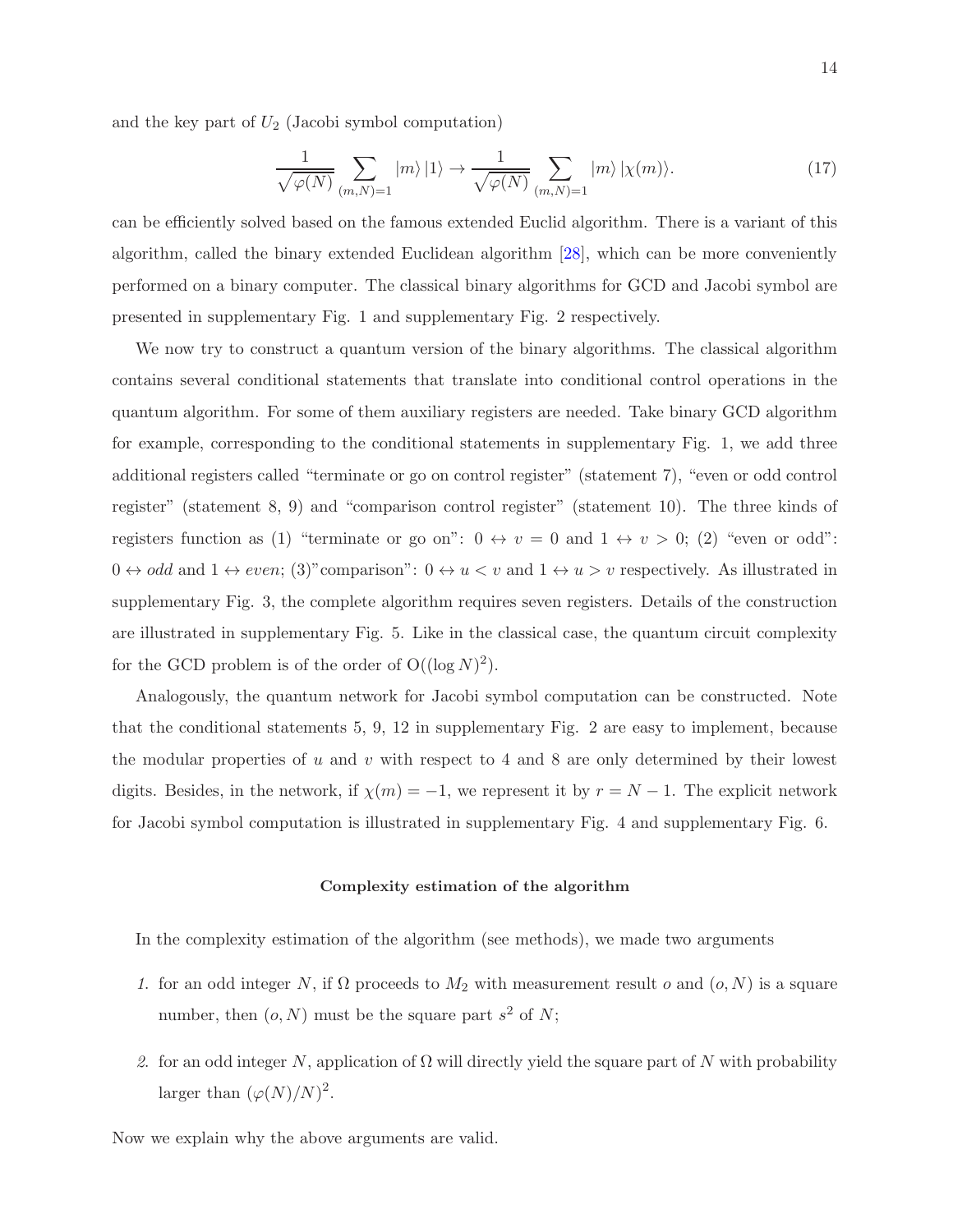and the key part of $U_2$ (Jacobi symbol computation)

$$\frac{1}{\sqrt{\varphi(N)}}\sum_{(m,N)=1}|m\rangle\,|1\rangle \rightarrow \frac{1}{\sqrt{\varphi(N)}}\sum_{(m,N)=1}|m\rangle\,|\chi(m)\rangle. \tag{17}$$

can be efficiently solved based on the famous extended Euclid algorithm. There is a variant of this algorithm, called the binary extended Euclidean algorithm [28], which can be more conveniently performed on a binary computer. The classical binary algorithms for GCD and Jacobi symbol are presented in supplementary Fig. 1 and supplementary Fig. 2 respectively.

We now try to construct a quantum version of the binary algorithms. The classical algorithm contains several conditional statements that translate into conditional control operations in the quantum algorithm. For some of them auxiliary registers are needed. Take binary GCD algorithm for example, corresponding to the conditional statements in supplementary Fig. 1, we add three additional registers called "terminate or go on control register" (statement 7), "even or odd control register" (statement 8, 9) and "comparison control register" (statement 10). The three kinds of registers function as (1) "terminate or go on": $0 \leftrightarrow v = 0$ and $1 \leftrightarrow v > 0$; (2) "even or odd": $0 \leftrightarrow odd$ and $1 \leftrightarrow even$; (3)"comparison": $0 \leftrightarrow u < v$ and $1 \leftrightarrow u > v$ respectively. As illustrated in supplementary Fig. 3, the complete algorithm requires seven registers. Details of the construction are illustrated in supplementary Fig. 5. Like in the classical case, the quantum circuit complexity for the GCD problem is of the order of $\mathrm{O}((\log N)^2)$.

Analogously, the quantum network for Jacobi symbol computation can be constructed. Note that the conditional statements 5, 9, 12 in supplementary Fig. 2 are easy to implement, because the modular properties of $u$ and $v$ with respect to 4 and 8 are only determined by their lowest digits. Besides, in the network, if $\chi(m) = -1$, we represent it by $r = N - 1$. The explicit network for Jacobi symbol computation is illustrated in supplementary Fig. 4 and supplementary Fig. 6.

### Complexity estimation of the algorithm

In the complexity estimation of the algorithm (see methods), we made two arguments

1. for an odd integer $N$, if $\Omega$ proceeds to $M_2$ with measurement result $o$ and $(o, N)$ is a square number, then $(o, N)$ must be the square part $s^2$ of $N$;
2. for an odd integer $N$, application of $\Omega$ will directly yield the square part of $N$ with probability larger than $(\varphi(N)/N)^2$.

Now we explain why the above arguments are valid.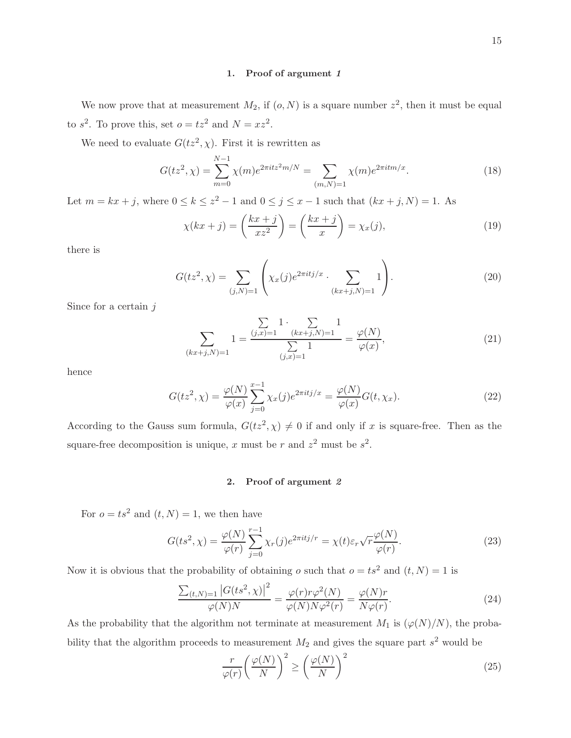### 1. Proof of argument *1*

We now prove that at measurement $M_2$, if $(o, N)$ is a square number $z^2$, then it must be equal to $s^2$. To prove this, set $o = tz^2$ and $N = xz^2$.

We need to evaluate $G(tz^2, \chi)$. First it is rewritten as

$$G(tz^2, \chi) = \sum_{m=0}^{N-1} \chi(m) e^{2\pi i t z^2 m/N} = \sum_{(m,N)=1} \chi(m) e^{2\pi i t m/x}. \tag{18}$$

Let $m = kx + j$, where $0 \le k \le z^2 - 1$ and $0 \le j \le x - 1$ such that $(kx + j, N) = 1$. As

$$\chi(kx + j) = \left(\frac{kx + j}{xz^2}\right) = \left(\frac{kx + j}{x}\right) = \chi_x(j), \tag{19}$$

there is

$$G(tz^2, \chi) = \sum_{(j,N)=1} \left( \chi_x(j) e^{2\pi i t j/x} \cdot \sum_{(kx+j,N)=1} 1 \right). \tag{20}$$

Since for a certain $j$

$$\sum_{(kx+j,N)=1} 1 = \frac{\sum\limits_{(j,x)=1} 1 \cdot \sum\limits_{(kx+j,N)=1} 1}{\sum\limits_{(j,x)=1} 1} = \frac{\varphi(N)}{\varphi(x)}, \tag{21}$$

hence

$$G(tz^2, \chi) = \frac{\varphi(N)}{\varphi(x)} \sum_{j=0}^{x-1} \chi_x(j) e^{2\pi i t j/x} = \frac{\varphi(N)}{\varphi(x)} G(t, \chi_x). \tag{22}$$

According to the Gauss sum formula, $G(tz^2, \chi) \neq 0$ if and only if $x$ is square-free. Then as the square-free decomposition is unique, $x$ must be $r$ and $z^2$ must be $s^2$.

### 2. Proof of argument *2*

For $o = ts^2$ and $(t, N) = 1$, we then have

$$G(ts^2, \chi) = \frac{\varphi(N)}{\varphi(r)} \sum_{j=0}^{r-1} \chi_r(j) e^{2\pi i t j/r} = \chi(t) \varepsilon_r \sqrt{r} \frac{\varphi(N)}{\varphi(r)}. \tag{23}$$

Now it is obvious that the probability of obtaining $o$ such that $o = ts^2$ and $(t, N) = 1$ is

$$\frac{\sum_{(t,N)=1} \left|G(ts^2, \chi)\right|^2}{\varphi(N)N} = \frac{\varphi(r) r \varphi^2(N)}{\varphi(N) N \varphi^2(r)} = \frac{\varphi(N) r}{N \varphi(r)}. \tag{24}$$

As the probability that the algorithm not terminate at measurement $M_1$ is $(\varphi(N)/N)$, the probability that the algorithm proceeds to measurement $M_2$ and gives the square part $s^2$ would be

$$\frac{r}{\varphi(r)} \left(\frac{\varphi(N)}{N}\right)^2 \ge \left(\frac{\varphi(N)}{N}\right)^2 \tag{25}$$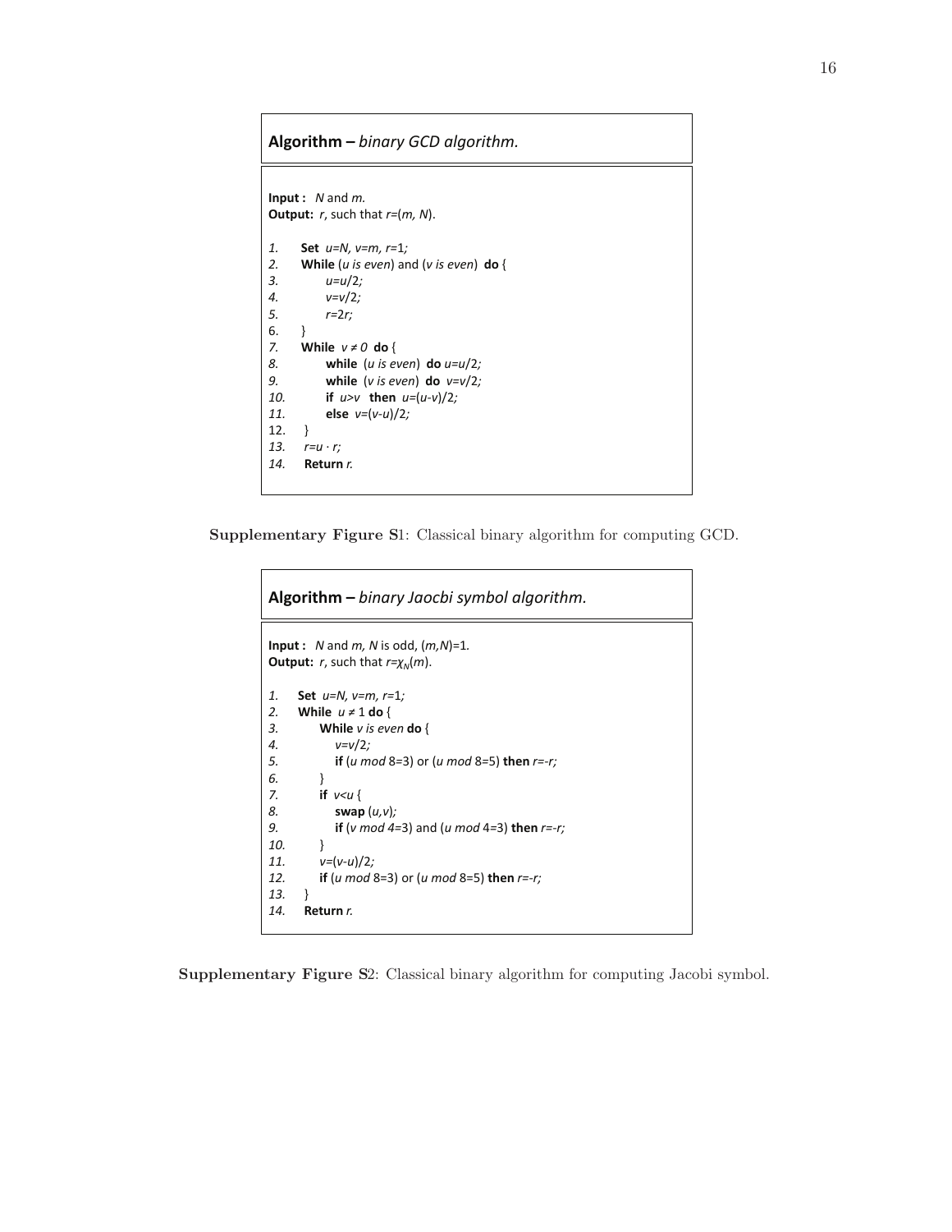**Algorithm –** *binary GCD algorithm.*

**Input :** *N* and *m.*
**Output:** *r*, such that *r*=(*m, N*).

```
1.   Set u=N, v=m, r=1;
2.   While (u is even) and (v is even) do {
3.       u=u/2;
4.       v=v/2;
5.       r=2r;
6.   }
7.   While v ≠ 0 do {
8.       while (u is even) do u=u/2;
9.       while (v is even) do v=v/2;
10.      if u>v then u=(u-v)/2;
11.      else v=(v-u)/2;
12.  }
13.  r=u · r;
14.  Return r.
```

**Supplementary Figure S**1: Classical binary algorithm for computing GCD.

**Algorithm –** *binary Jaocbi symbol algorithm.*

**Input :** *N* and *m, N* is odd, (*m,N*)=1.
**Output:** *r*, such that $r=\chi_N(m)$.

```
1.   Set u=N, v=m, r=1;
2.   While u ≠ 1 do {
3.       While v is even do {
4.           v=v/2;
5.           if (u mod 8=3) or (u mod 8=5) then r=-r;
6.       }
7.       if v<u {
8.           swap (u,v);
9.           if (v mod 4=3) and (u mod 4=3) then r=-r;
10.      }
11.      v=(v-u)/2;
12.      if (u mod 8=3) or (u mod 8=5) then r=-r;
13.  }
14.  Return r.
```

**Supplementary Figure S**2: Classical binary algorithm for computing Jacobi symbol.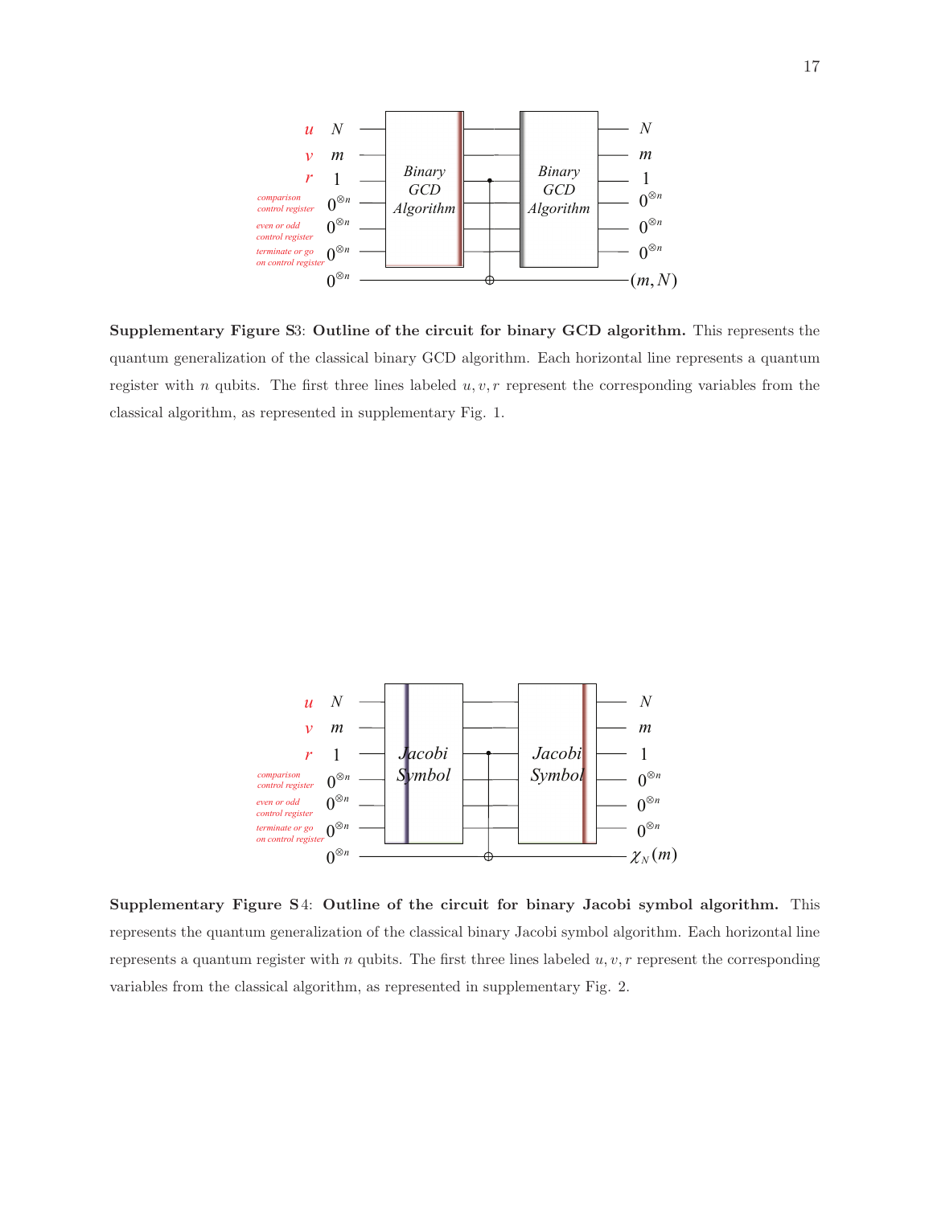**Supplementary Figure S3**: **Outline of the circuit for binary GCD algorithm.** This represents the quantum generalization of the classical binary GCD algorithm. Each horizontal line represents a quantum register with $n$ qubits. The first three lines labeled $u, v, r$ represent the corresponding variables from the classical algorithm, as represented in supplementary Fig. 1.

**Supplementary Figure S4**: **Outline of the circuit for binary Jacobi symbol algorithm.** This represents the quantum generalization of the classical binary Jacobi symbol algorithm. Each horizontal line represents a quantum register with $n$ qubits. The first three lines labeled $u, v, r$ represent the corresponding variables from the classical algorithm, as represented in supplementary Fig. 2.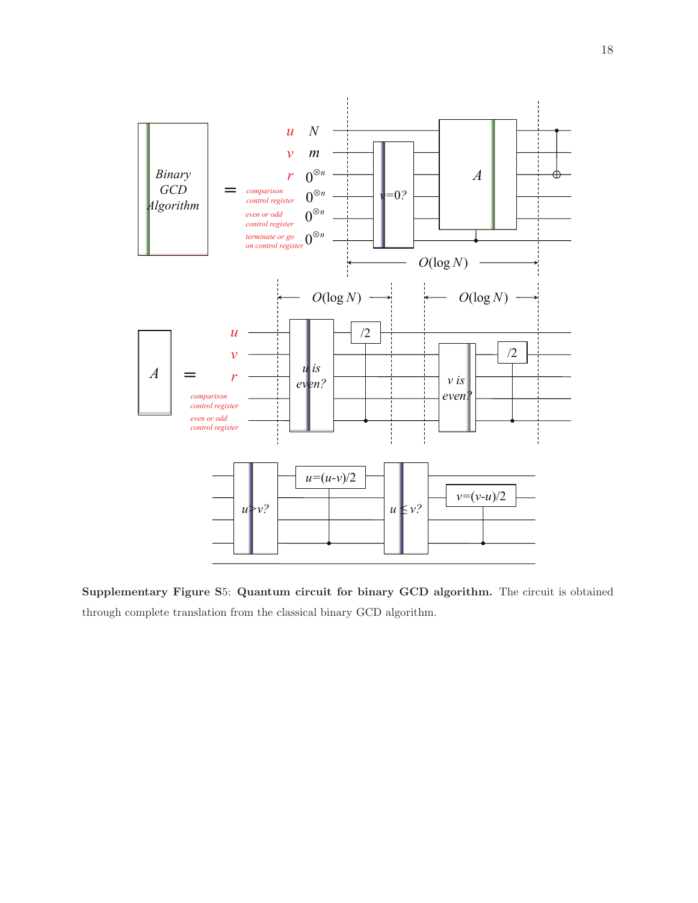**Supplementary Figure S5**: **Quantum circuit for binary GCD algorithm.** The circuit is obtained through complete translation from the classical binary GCD algorithm.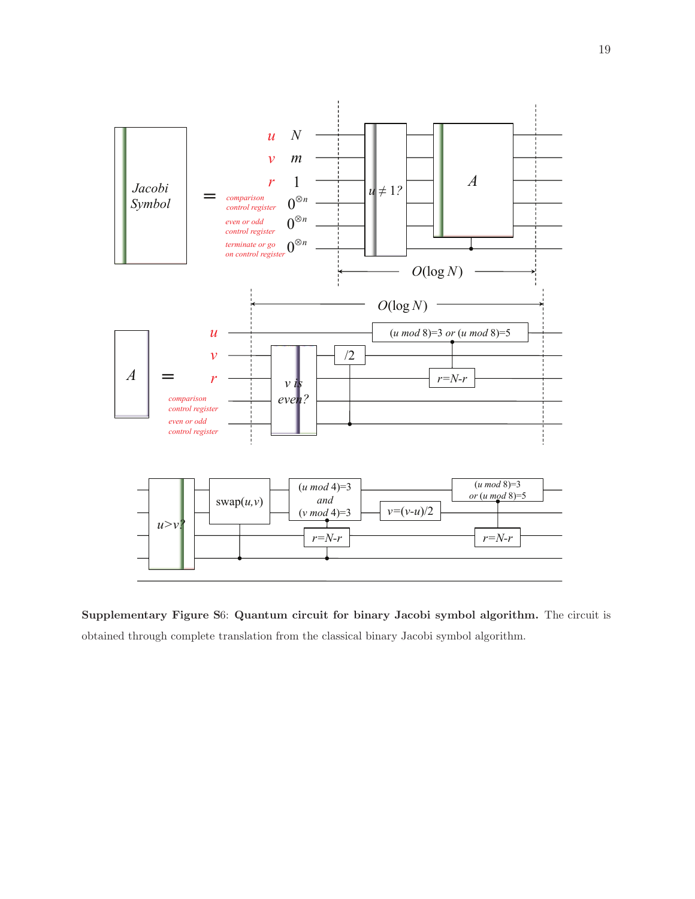Jacobi Symbol

$=$

$u$ $N$

$v$ $m$

$r$ $1$

comparison control register $0^{\otimes n}$

even or odd control register $0^{\otimes n}$

terminate or go on control register $0^{\otimes n}$

$u \neq 1?$

$A$

$O(\log N)$

$A$ $=$

$u$

$v$

$r$

comparison control register

even or odd control register

$O(\log N)$

$v$ is even?

/2

($u$ mod 8)=3 or ($u$ mod 8)=5

$r$=$N$-$r$

$u>v$?

swap($u$,$v$)

($u$ mod 4)=3 and ($v$ mod 4)=3

$r$=$N$-$r$

$v$=($v$-$u$)/2

($u$ mod 8)=3 or ($u$ mod 8)=5

$r$=$N$-$r$

**Supplementary Figure S6**: **Quantum circuit for binary Jacobi symbol algorithm.** The circuit is obtained through complete translation from the classical binary Jacobi symbol algorithm.